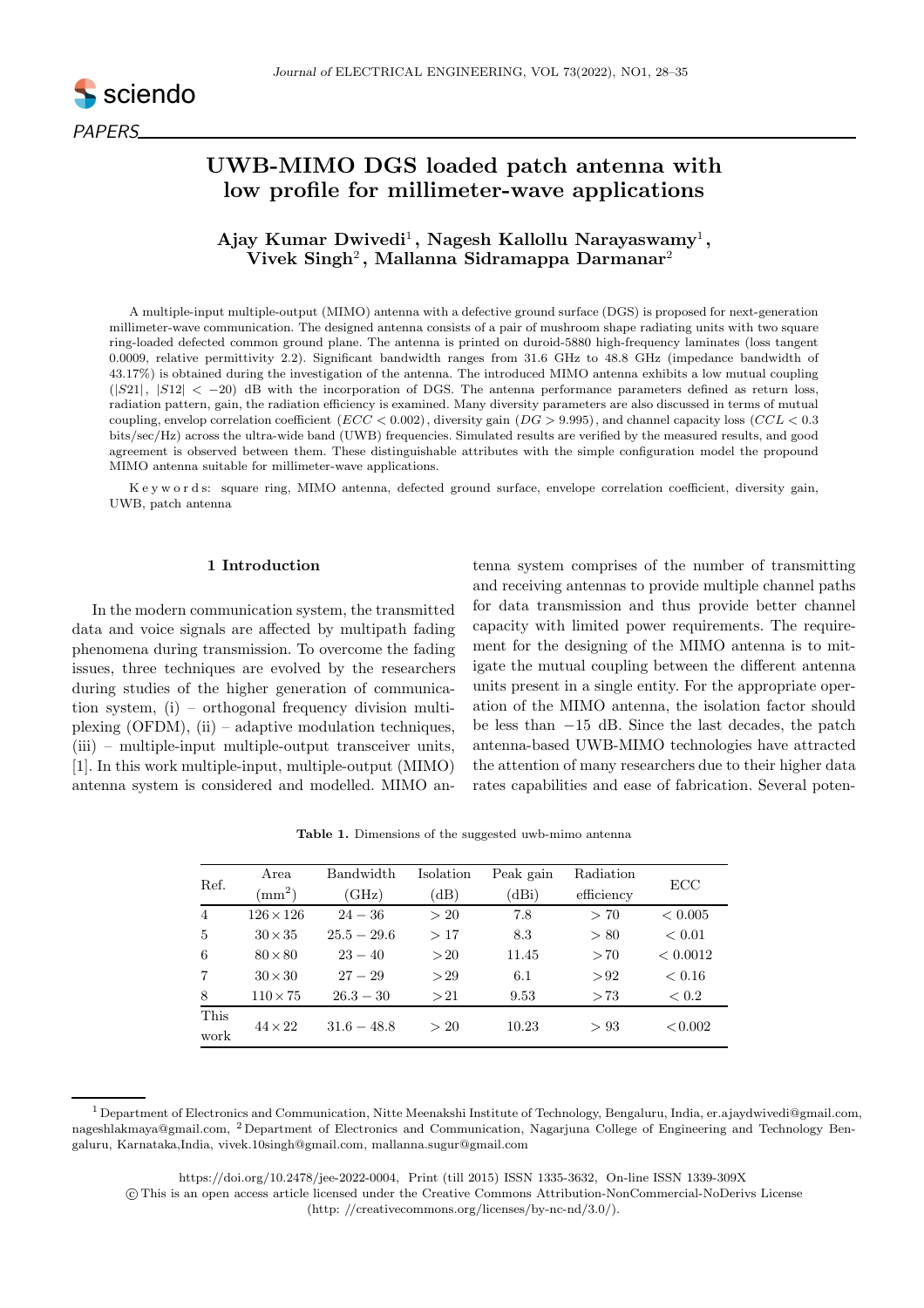PAPERS

# UWB-MIMO DGS loaded patch antenna with low profile for millimeter-wave applications

**Ajay Kumar Dwivedi[1], Nagesh Kallollu Narayaswamy[1], Vivek Singh[2], Mallanna Sidramappa Darmanar[2]**

A multiple-input multiple-output (MIMO) antenna with a defective ground surface (DGS) is proposed for next-generation millimeter-wave communication. The designed antenna consists of a pair of mushroom shape radiating units with two square ring-loaded defected common ground plane. The antenna is printed on duroid-5880 high-frequency laminates (loss tangent 0.0009, relative permittivity 2.2). Significant bandwidth ranges from 31.6 GHz to 48.8 GHz (impedance bandwidth of 43.17%) is obtained during the investigation of the antenna. The introduced MIMO antenna exhibits a low mutual coupling ($|S21|$, $|S12| < -20$) dB with the incorporation of DGS. The antenna performance parameters defined as return loss, radiation pattern, gain, the radiation efficiency is examined. Many diversity parameters are also discussed in terms of mutual coupling, envelop correlation coefficient ($ECC < 0.002$), diversity gain ($DG > 9.995$), and channel capacity loss ($CCL < 0.3$ bits/sec/Hz) across the ultra-wide band (UWB) frequencies. Simulated results are verified by the measured results, and good agreement is observed between them. These distinguishable attributes with the simple configuration model the propound MIMO antenna suitable for millimeter-wave applications.

K e y w o r d s: square ring, MIMO antenna, defected ground surface, envelope correlation coefficient, diversity gain, UWB, patch antenna

## 1 Introduction

In the modern communication system, the transmitted data and voice signals are affected by multipath fading phenomena during transmission. To overcome the fading issues, three techniques are evolved by the researchers during studies of the higher generation of communication system, (i) – orthogonal frequency division multiplexing (OFDM), (ii) – adaptive modulation techniques, (iii) – multiple-input multiple-output transceiver units, [1]. In this work multiple-input, multiple-output (MIMO) antenna system is considered and modelled. MIMO antenna system comprises of the number of transmitting and receiving antennas to provide multiple channel paths for data transmission and thus provide better channel capacity with limited power requirements. The requirement for the designing of the MIMO antenna is to mitigate the mutual coupling between the different antenna units present in a single entity. For the appropriate operation of the MIMO antenna, the isolation factor should be less than −15 dB. Since the last decades, the patch antenna-based UWB-MIMO technologies have attracted the attention of many researchers due to their higher data rates capabilities and ease of fabrication. Several poten-

**Table 1.** Dimensions of the suggested uwb-mimo antenna

| Ref. | Area (mm$^2$) | Bandwidth (GHz) | Isolation (dB) | Peak gain (dBi) | Radiation efficiency | ECC |
|---|---|---|---|---|---|---|
| 4 | $126\times126$ | $24-36$ | $>20$ | 7.8 | $>70$ | $<0.005$ |
| 5 | $30\times35$ | $25.5-29.6$ | $>17$ | 8.3 | $>80$ | $<0.01$ |
| 6 | $80\times80$ | $23-40$ | $>20$ | 11.45 | $>70$ | $<0.0012$ |
| 7 | $30\times30$ | $27-29$ | $>29$ | 6.1 | $>92$ | $<0.16$ |
| 8 | $110\times75$ | $26.3-30$ | $>21$ | 9.53 | $>73$ | $<0.2$ |
| This work | $44\times22$ | $31.6-48.8$ | $>20$ | 10.23 | $>93$ | $<0.002$ |

[1] Department of Electronics and Communication, Nitte Meenakshi Institute of Technology, Bengaluru, India, er.ajaydwivedi@gmail.com, nageshlakmaya@gmail.com, [2] Department of Electronics and Communication, Nagarjuna College of Engineering and Technology Bengaluru, Karnataka,India, vivek.10singh@gmail.com, mallanna.sugur@gmail.com

https://doi.org/10.2478/jee-2022-0004, Print (till 2015) ISSN 1335-3632, On-line ISSN 1339-309X

© This is an open access article licensed under the Creative Commons Attribution-NonCommercial-NoDerivs License (http: //creativecommons.org/licenses/by-nc-nd/3.0/).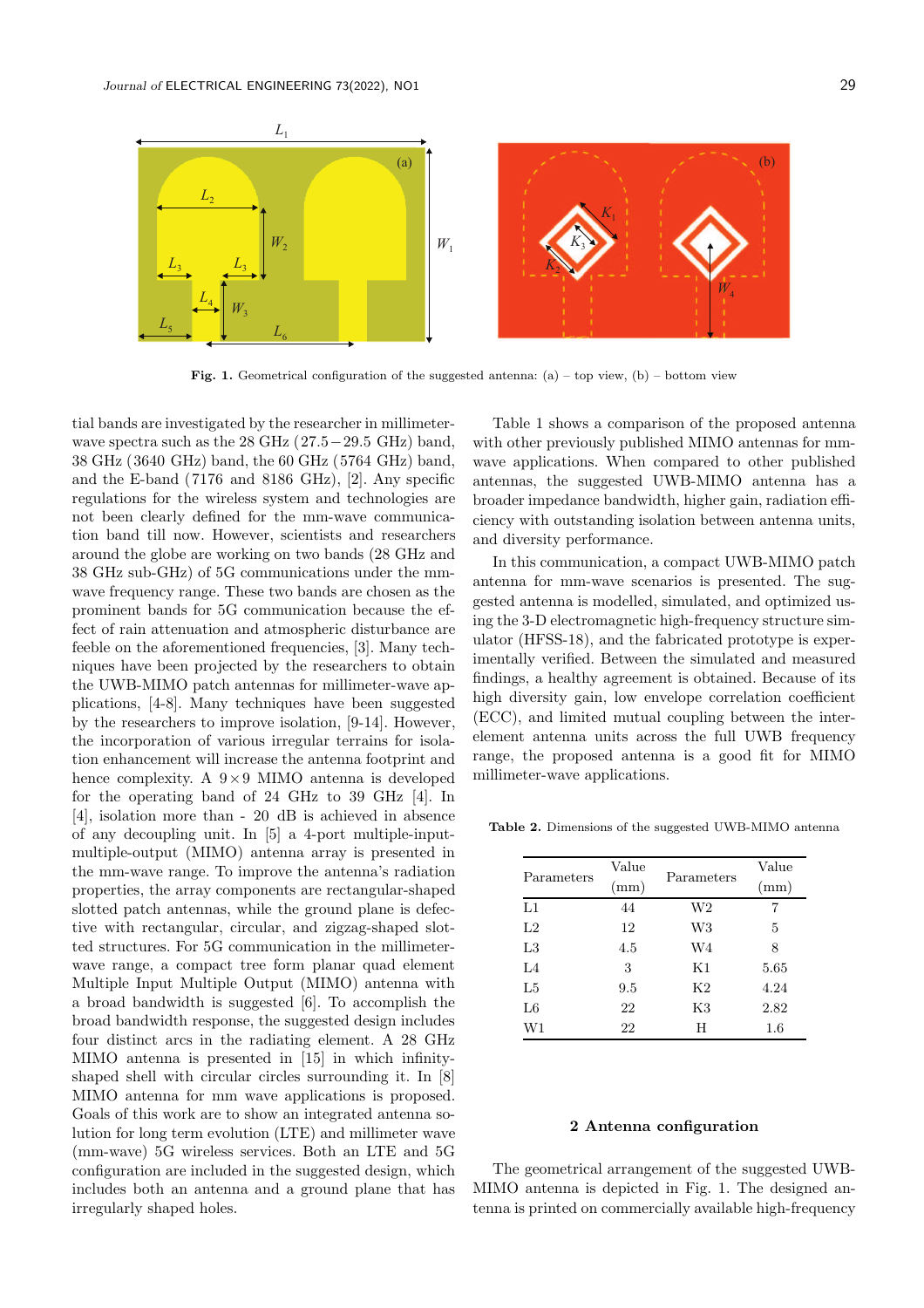Fig. 1. Geometrical configuration of the suggested antenna: (a) – top view, (b) – bottom view

tial bands are investigated by the researcher in millimeter-wave spectra such as the 28 GHz (27.5−29.5 GHz) band, 38 GHz (3640 GHz) band, the 60 GHz (5764 GHz) band, and the E-band (7176 and 8186 GHz), [2]. Any specific regulations for the wireless system and technologies are not been clearly defined for the mm-wave communication band till now. However, scientists and researchers around the globe are working on two bands (28 GHz and 38 GHz sub-GHz) of 5G communications under the mm-wave frequency range. These two bands are chosen as the prominent bands for 5G communication because the effect of rain attenuation and atmospheric disturbance are feeble on the aforementioned frequencies, [3]. Many techniques have been projected by the researchers to obtain the UWB-MIMO patch antennas for millimeter-wave applications, [4-8]. Many techniques have been suggested by the researchers to improve isolation, [9-14]. However, the incorporation of various irregular terrains for isolation enhancement will increase the antenna footprint and hence complexity. A 9×9 MIMO antenna is developed for the operating band of 24 GHz to 39 GHz [4]. In [4], isolation more than - 20 dB is achieved in absence of any decoupling unit. In [5] a 4-port multiple-input-multiple-output (MIMO) antenna array is presented in the mm-wave range. To improve the antenna's radiation properties, the array components are rectangular-shaped slotted patch antennas, while the ground plane is defective with rectangular, circular, and zigzag-shaped slotted structures. For 5G communication in the millimeter-wave range, a compact tree form planar quad element Multiple Input Multiple Output (MIMO) antenna with a broad bandwidth is suggested [6]. To accomplish the broad bandwidth response, the suggested design includes four distinct arcs in the radiating element. A 28 GHz MIMO antenna is presented in [15] in which infinity-shaped shell with circular circles surrounding it. In [8] MIMO antenna for mm wave applications is proposed. Goals of this work are to show an integrated antenna solution for long term evolution (LTE) and millimeter wave (mm-wave) 5G wireless services. Both an LTE and 5G configuration are included in the suggested design, which includes both an antenna and a ground plane that has irregularly shaped holes.

Table 1 shows a comparison of the proposed antenna with other previously published MIMO antennas for mm-wave applications. When compared to other published antennas, the suggested UWB-MIMO antenna has a broader impedance bandwidth, higher gain, radiation efficiency with outstanding isolation between antenna units, and diversity performance.

In this communication, a compact UWB-MIMO patch antenna for mm-wave scenarios is presented. The suggested antenna is modelled, simulated, and optimized using the 3-D electromagnetic high-frequency structure simulator (HFSS-18), and the fabricated prototype is experimentally verified. Between the simulated and measured findings, a healthy agreement is obtained. Because of its high diversity gain, low envelope correlation coefficient (ECC), and limited mutual coupling between the inter-element antenna units across the full UWB frequency range, the proposed antenna is a good fit for MIMO millimeter-wave applications.

Table 2. Dimensions of the suggested UWB-MIMO antenna

| Parameters | Value (mm) | Parameters | Value (mm) |
|---|---|---|---|
| L1 | 44 | W2 | 7 |
| L2 | 12 | W3 | 5 |
| L3 | 4.5 | W4 | 8 |
| L4 | 3 | K1 | 5.65 |
| L5 | 9.5 | K2 | 4.24 |
| L6 | 22 | K3 | 2.82 |
| W1 | 22 | H | 1.6 |

## 2 Antenna configuration

The geometrical arrangement of the suggested UWB-MIMO antenna is depicted in Fig. 1. The designed antenna is printed on commercially available high-frequency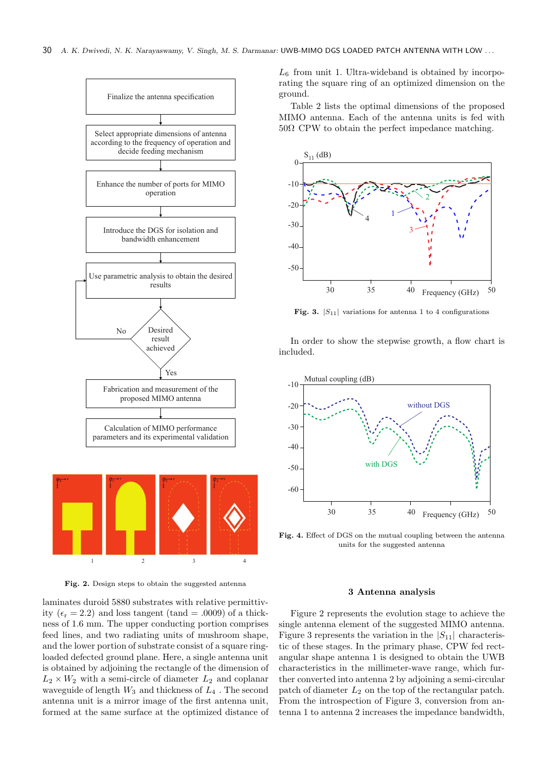**Fig. 2.** Design steps to obtain the suggested antenna

laminates duroid 5880 substrates with relative permittivity ($\epsilon_r = 2.2$) and loss tangent (tan$\delta$ = .0009) of a thickness of 1.6 mm. The upper conducting portion comprises feed lines, and two radiating units of mushroom shape, and the lower portion of substrate consist of a square ring-loaded defected ground plane. Here, a single antenna unit is obtained by adjoining the rectangle of the dimension of $L_2 \times W_2$ with a semi-circle of diameter $L_2$ and coplanar waveguide of length $W_3$ and thickness of $L_4$ . The second antenna unit is a mirror image of the first antenna unit, formed at the same surface at the optimized distance of $L_6$ from unit 1. Ultra-wideband is obtained by incorporating the square ring of an optimized dimension on the ground.

Table 2 lists the optimal dimensions of the proposed MIMO antenna. Each of the antenna units is fed with 50Ω CPW to obtain the perfect impedance matching.

**Fig. 3.** $|S_{11}|$ variations for antenna 1 to 4 configurations

In order to show the stepwise growth, a flow chart is included.

**Fig. 4.** Effect of DGS on the mutual coupling between the antenna units for the suggested antenna

## 3 Antenna analysis

Figure 2 represents the evolution stage to achieve the single antenna element of the suggested MIMO antenna. Figure 3 represents the variation in the $|S_{11}|$ characteristic of these stages. In the primary phase, CPW fed rectangular shape antenna 1 is designed to obtain the UWB characteristics in the millimeter-wave range, which further converted into antenna 2 by adjoining a semi-circular patch of diameter $L_2$ on the top of the rectangular patch. From the introspection of Figure 3, conversion from antenna 1 to antenna 2 increases the impedance bandwidth,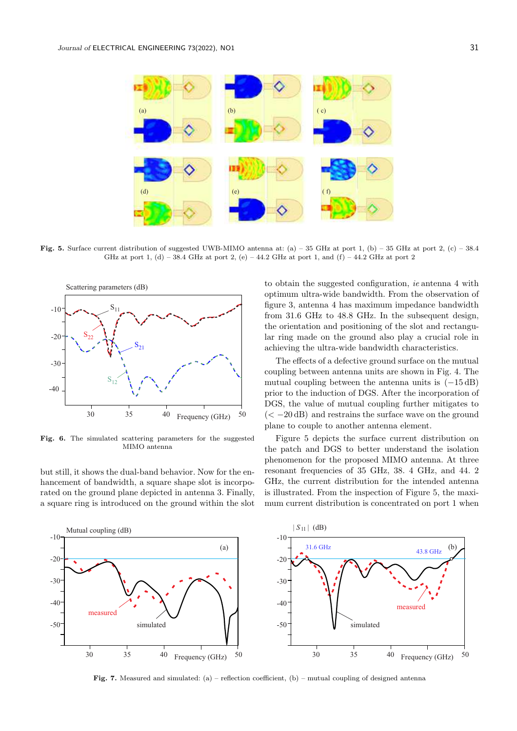**Fig. 5.** Surface current distribution of suggested UWB-MIMO antenna at: (a) – 35 GHz at port 1, (b) – 35 GHz at port 2, (c) – 38.4 GHz at port 1, (d) – 38.4 GHz at port 2, (e) – 44.2 GHz at port 1, and (f) – 44.2 GHz at port 2

**Fig. 6.** The simulated scattering parameters for the suggested MIMO antenna

but still, it shows the dual-band behavior. Now for the enhancement of bandwidth, a square shape slot is incorporated on the ground plane depicted in antenna 3. Finally, a square ring is introduced on the ground within the slot to obtain the suggested configuration, *ie* antenna 4 with optimum ultra-wide bandwidth. From the observation of figure 3, antenna 4 has maximum impedance bandwidth from 31.6 GHz to 48.8 GHz. In the subsequent design, the orientation and positioning of the slot and rectangular ring made on the ground also play a crucial role in achieving the ultra-wide bandwidth characteristics.

The effects of a defective ground surface on the mutual coupling between antenna units are shown in Fig. 4. The mutual coupling between the antenna units is ($-15$ dB) prior to the induction of DGS. After the incorporation of DGS, the value of mutual coupling further mitigates to ($< -20$ dB) and restrains the surface wave on the ground plane to couple to another antenna element.

Figure 5 depicts the surface current distribution on the patch and DGS to better understand the isolation phenomenon for the proposed MIMO antenna. At three resonant frequencies of 35 GHz, 38. 4 GHz, and 44. 2 GHz, the current distribution for the intended antenna is illustrated. From the inspection of Figure 5, the maximum current distribution is concentrated on port 1 when

**Fig. 7.** Measured and simulated: (a) – reflection coefficient, (b) – mutual coupling of designed antenna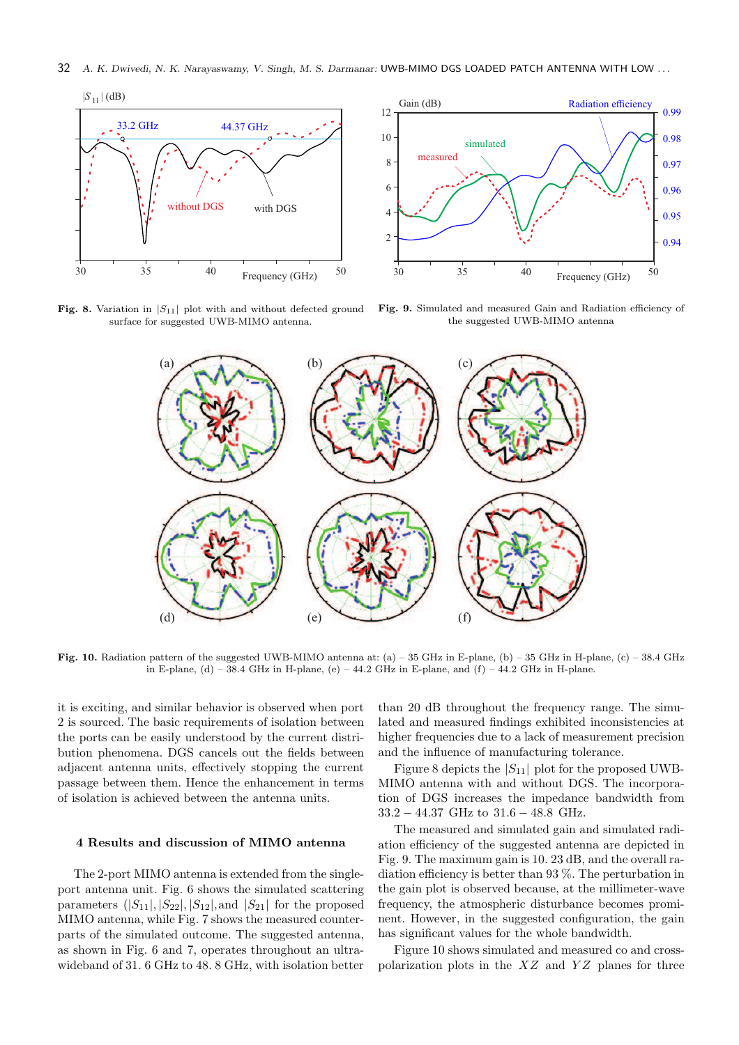**Fig. 8.** Variation in $|S_{11}|$ plot with and without defected ground surface for suggested UWB-MIMO antenna.

**Fig. 9.** Simulated and measured Gain and Radiation efficiency of the suggested UWB-MIMO antenna

**Fig. 10.** Radiation pattern of the suggested UWB-MIMO antenna at: (a) – 35 GHz in E-plane, (b) – 35 GHz in H-plane, (c) – 38.4 GHz in E-plane, (d) – 38.4 GHz in H-plane, (e) – 44.2 GHz in E-plane, and (f) – 44.2 GHz in H-plane.

it is exciting, and similar behavior is observed when port 2 is sourced. The basic requirements of isolation between the ports can be easily understood by the current distribution phenomena. DGS cancels out the fields between adjacent antenna units, effectively stopping the current passage between them. Hence the enhancement in terms of isolation is achieved between the antenna units.

## 4 Results and discussion of MIMO antenna

The 2-port MIMO antenna is extended from the single-port antenna unit. Fig. 6 shows the simulated scattering parameters ($|S_{11}|, |S_{22}|, |S_{12}|$, and $|S_{21}|$ for the proposed MIMO antenna, while Fig. 7 shows the measured counterparts of the simulated outcome. The suggested antenna, as shown in Fig. 6 and 7, operates throughout an ultra-wideband of 31. 6 GHz to 48. 8 GHz, with isolation better than 20 dB throughout the frequency range. The simulated and measured findings exhibited inconsistencies at higher frequencies due to a lack of measurement precision and the influence of manufacturing tolerance.

Figure 8 depicts the $|S_{11}|$ plot for the proposed UWB-MIMO antenna with and without DGS. The incorporation of DGS increases the impedance bandwidth from $33.2 - 44.37$ GHz to $31.6 - 48.8$ GHz.

The measured and simulated gain and simulated radiation efficiency of the suggested antenna are depicted in Fig. 9. The maximum gain is 10. 23 dB, and the overall radiation efficiency is better than 93 %. The perturbation in the gain plot is observed because, at the millimeter-wave frequency, the atmospheric disturbance becomes prominent. However, in the suggested configuration, the gain has significant values for the whole bandwidth.

Figure 10 shows simulated and measured co and cross-polarization plots in the $XZ$ and $YZ$ planes for three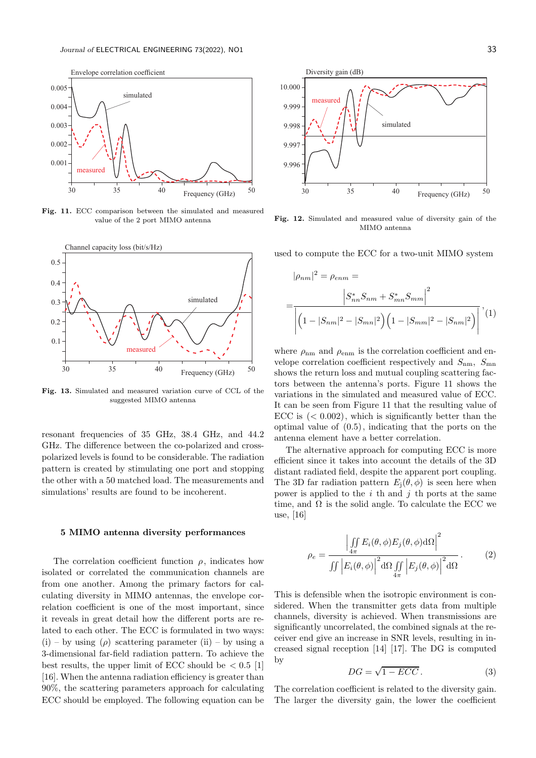Fig. 11. ECC comparison between the simulated and measured value of the 2 port MIMO antenna

Fig. 12. Simulated and measured value of diversity gain of the MIMO antenna

Fig. 13. Simulated and measured variation curve of CCL of the suggested MIMO antenna

resonant frequencies of 35 GHz, 38.4 GHz, and 44.2 GHz. The difference between the co-polarized and cross-polarized levels is found to be considerable. The radiation pattern is created by stimulating one port and stopping the other with a 50 matched load. The measurements and simulations' results are found to be incoherent.

## 5 MIMO antenna diversity performances

The correlation coefficient function $\rho$, indicates how isolated or correlated the communication channels are from one another. Among the primary factors for calculating diversity in MIMO antennas, the envelope correlation coefficient is one of the most important, since it reveals in great detail how the different ports are related to each other. The ECC is formulated in two ways: (i) – by using ($\rho$) scattering parameter (ii) – by using a 3-dimensional far-field radiation pattern. To achieve the best results, the upper limit of ECC should be $< 0.5$ [1] [16]. When the antenna radiation efficiency is greater than 90%, the scattering parameters approach for calculating ECC should be employed. The following equation can be used to compute the ECC for a two-unit MIMO system

$$|\rho_{nm}|^2 = \rho_{enm} = = \frac{\left| S^*_{nn} S_{nm} + S^*_{mn} S_{mm} \right|^2}{\left| \left(1 - |S_{nm}|^2 - |S_{mn}|^2\right)\left(1 - |S_{mm}|^2 - |S_{nm}|^2\right) \right|}, \quad (1)$$

where $\rho_{\mathrm{nm}}$ and $\rho_{\mathrm{enm}}$ is the correlation coefficient and envelope correlation coefficient respectively and $S_{\mathrm{nm}}$, $S_{\mathrm{mn}}$ shows the return loss and mutual coupling scattering factors between the antenna's ports. Figure 11 shows the variations in the simulated and measured value of ECC. It can be seen from Figure 11 that the resulting value of ECC is ($< 0.002$), which is significantly better than the optimal value of (0.5), indicating that the ports on the antenna element have a better correlation.

The alternative approach for computing ECC is more efficient since it takes into account the details of the 3D distant radiated field, despite the apparent port coupling. The 3D far radiation pattern $E_{\mathrm{j}}(\theta, \phi)$ is seen here when power is applied to the $i$ th and $j$ th ports at the same time, and $\Omega$ is the solid angle. To calculate the ECC we use, [16]

$$\rho_e = \frac{\left| \iint_{4\pi} E_i(\theta,\phi) E_j(\theta,\phi) \mathrm{d}\Omega \right|^2}{\iint \left| E_i(\theta,\phi) \right|^2 \mathrm{d}\Omega \iint_{4\pi} \left| E_j(\theta,\phi) \right|^2 \mathrm{d}\Omega}. \quad (2)$$

This is defensible when the isotropic environment is considered. When the transmitter gets data from multiple channels, diversity is achieved. When transmissions are significantly uncorrelated, the combined signals at the receiver end give an increase in SNR levels, resulting in increased signal reception [14] [17]. The DG is computed by

$$DG = \sqrt{1 - ECC}. \quad (3)$$

The correlation coefficient is related to the diversity gain. The larger the diversity gain, the lower the coefficient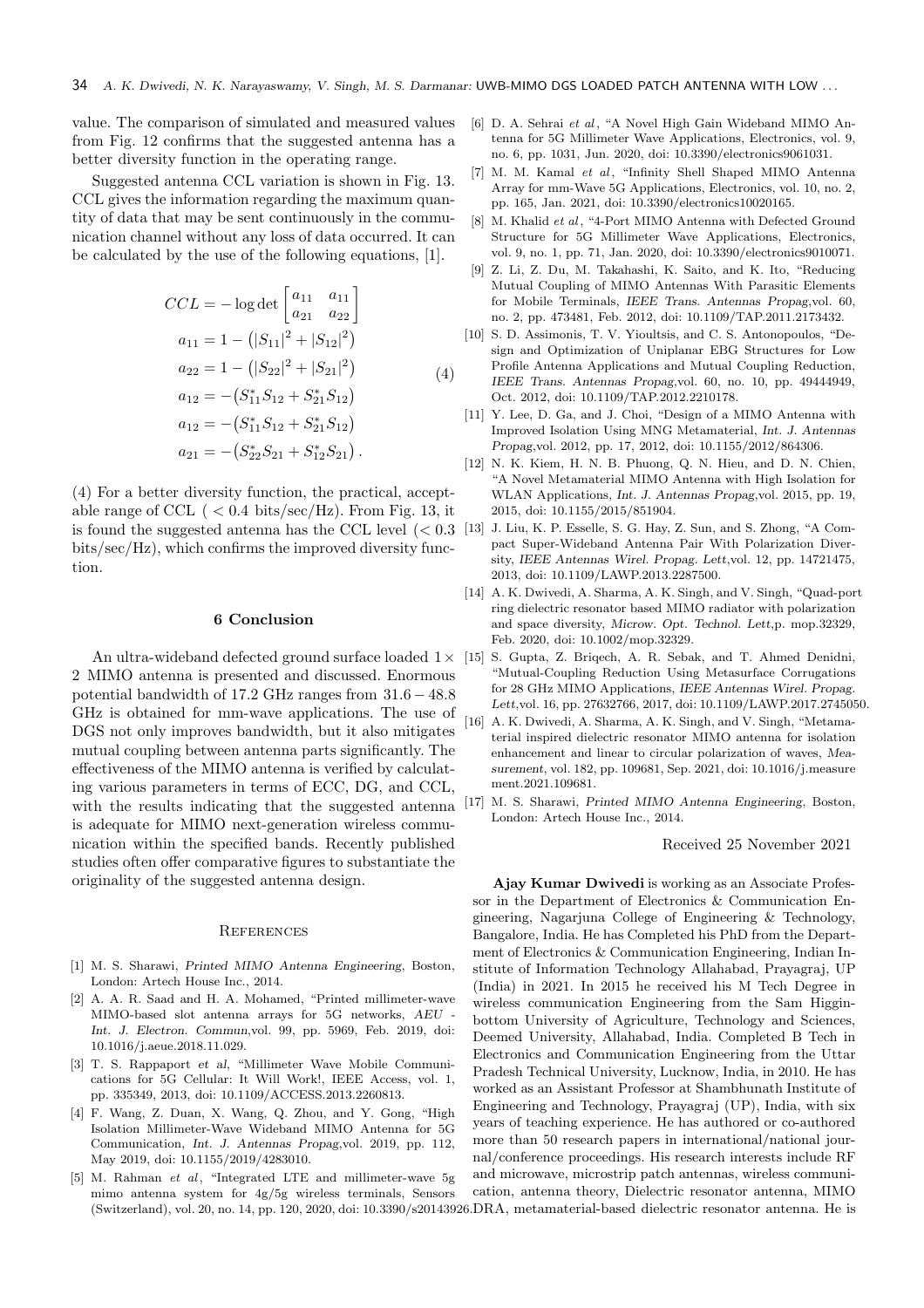value. The comparison of simulated and measured values from Fig. 12 confirms that the suggested antenna has a better diversity function in the operating range.

Suggested antenna CCL variation is shown in Fig. 13. CCL gives the information regarding the maximum quantity of data that may be sent continuously in the communication channel without any loss of data occurred. It can be calculated by the use of the following equations, [1].

$$
\begin{aligned}
CCL &= -\log\det\begin{bmatrix} a_{11} & a_{11} \\ a_{21} & a_{22} \end{bmatrix} \\
a_{11} &= 1-\left(|S_{11}|^2+|S_{12}|^2\right) \\
a_{22} &= 1-\left(|S_{22}|^2+|S_{21}|^2\right) \\
a_{12} &= -\left(S_{11}^{*}S_{12}+S_{21}^{*}S_{12}\right) \\
a_{12} &= -\left(S_{11}^{*}S_{12}+S_{21}^{*}S_{12}\right) \\
a_{21} &= -\left(S_{22}^{*}S_{21}+S_{12}^{*}S_{21}\right).
\end{aligned} \tag{4}
$$

(4) For a better diversity function, the practical, acceptable range of CCL ( $< 0.4$ bits/sec/Hz). From Fig. 13, it is found the suggested antenna has the CCL level ($< 0.3$ bits/sec/Hz), which confirms the improved diversity function.

## 6 Conclusion

An ultra-wideband defected ground surface loaded $1\times 2$ MIMO antenna is presented and discussed. Enormous potential bandwidth of 17.2 GHz ranges from $31.6-48.8$ GHz is obtained for mm-wave applications. The use of DGS not only improves bandwidth, but it also mitigates mutual coupling between antenna parts significantly. The effectiveness of the MIMO antenna is verified by calculating various parameters in terms of ECC, DG, and CCL, with the results indicating that the suggested antenna is adequate for MIMO next-generation wireless communication within the specified bands. Recently published studies often offer comparative figures to substantiate the originality of the suggested antenna design.

## References

[1] M. S. Sharawi, *Printed MIMO Antenna Engineering*, Boston, London: Artech House Inc., 2014.

[2] A. A. R. Saad and H. A. Mohamed, "Printed millimeter-wave MIMO-based slot antenna arrays for 5G networks, *AEU - Int. J. Electron. Commun*,vol. 99, pp. 5969, Feb. 2019, doi: 10.1016/j.aeue.2018.11.029.

[3] T. S. Rappaport *et al*, "Millimeter Wave Mobile Communications for 5G Cellular: It Will Work!, IEEE Access, vol. 1, pp. 335349, 2013, doi: 10.1109/ACCESS.2013.2260813.

[4] F. Wang, Z. Duan, X. Wang, Q. Zhou, and Y. Gong, "High Isolation Millimeter-Wave Wideband MIMO Antenna for 5G Communication, *Int. J. Antennas Propag*,vol. 2019, pp. 112, May 2019, doi: 10.1155/2019/4283010.

[5] M. Rahman *et al*, "Integrated LTE and millimeter-wave 5g mimo antenna system for 4g/5g wireless terminals, Sensors (Switzerland), vol. 20, no. 14, pp. 120, 2020, doi: 10.3390/s20143926.

[6] D. A. Sehrai *et al*, "A Novel High Gain Wideband MIMO Antenna for 5G Millimeter Wave Applications, Electronics, vol. 9, no. 6, pp. 1031, Jun. 2020, doi: 10.3390/electronics9061031.

[7] M. M. Kamal *et al*, "Infinity Shell Shaped MIMO Antenna Array for mm-Wave 5G Applications, Electronics, vol. 10, no. 2, pp. 165, Jan. 2021, doi: 10.3390/electronics10020165.

[8] M. Khalid *et al*, "4-Port MIMO Antenna with Defected Ground Structure for 5G Millimeter Wave Applications, Electronics, vol. 9, no. 1, pp. 71, Jan. 2020, doi: 10.3390/electronics9010071.

[9] Z. Li, Z. Du, M. Takahashi, K. Saito, and K. Ito, "Reducing Mutual Coupling of MIMO Antennas With Parasitic Elements for Mobile Terminals, *IEEE Trans. Antennas Propag*,vol. 60, no. 2, pp. 473481, Feb. 2012, doi: 10.1109/TAP.2011.2173432.

[10] S. D. Assimonis, T. V. Yioultsis, and C. S. Antonopoulos, "Design and Optimization of Uniplanar EBG Structures for Low Profile Antenna Applications and Mutual Coupling Reduction, *IEEE Trans. Antennas Propag*,vol. 60, no. 10, pp. 49444949, Oct. 2012, doi: 10.1109/TAP.2012.2210178.

[11] Y. Lee, D. Ga, and J. Choi, "Design of a MIMO Antenna with Improved Isolation Using MNG Metamaterial, *Int. J. Antennas Propag*,vol. 2012, pp. 17, 2012, doi: 10.1155/2012/864306.

[12] N. K. Kiem, H. N. B. Phuong, Q. N. Hieu, and D. N. Chien, "A Novel Metamaterial MIMO Antenna with High Isolation for WLAN Applications, *Int. J. Antennas Propag*,vol. 2015, pp. 19, 2015, doi: 10.1155/2015/851904.

[13] J. Liu, K. P. Esselle, S. G. Hay, Z. Sun, and S. Zhong, "A Compact Super-Wideband Antenna Pair With Polarization Diversity, *IEEE Antennas Wirel. Propag. Lett*,vol. 12, pp. 14721475, 2013, doi: 10.1109/LAWP.2013.2287500.

[14] A. K. Dwivedi, A. Sharma, A. K. Singh, and V. Singh, "Quad-port ring dielectric resonator based MIMO radiator with polarization and space diversity, *Microw. Opt. Technol. Lett*,p. mop.32329, Feb. 2020, doi: 10.1002/mop.32329.

[15] S. Gupta, Z. Briqech, A. R. Sebak, and T. Ahmed Denidni, "Mutual-Coupling Reduction Using Metasurface Corrugations for 28 GHz MIMO Applications, *IEEE Antennas Wirel. Propag. Lett*,vol. 16, pp. 27632766, 2017, doi: 10.1109/LAWP.2017.2745050.

[16] A. K. Dwivedi, A. Sharma, A. K. Singh, and V. Singh, "Metamaterial inspired dielectric resonator MIMO antenna for isolation enhancement and linear to circular polarization of waves, *Measurement*, vol. 182, pp. 109681, Sep. 2021, doi: 10.1016/j.measurement.2021.109681.

[17] M. S. Sharawi, *Printed MIMO Antenna Engineering*, Boston, London: Artech House Inc., 2014.

Received 25 November 2021

**Ajay Kumar Dwivedi** is working as an Associate Professor in the Department of Electronics & Communication Engineering, Nagarjuna College of Engineering & Technology, Bangalore, India. He has Completed his PhD from the Department of Electronics & Communication Engineering, Indian Institute of Information Technology Allahabad, Prayagraj, UP (India) in 2021. In 2015 he received his M Tech Degree in wireless communication Engineering from the Sam Higginbottom University of Agriculture, Technology and Sciences, Deemed University, Allahabad, India. Completed B Tech in Electronics and Communication Engineering from the Uttar Pradesh Technical University, Lucknow, India, in 2010. He has worked as an Assistant Professor at Shambhunath Institute of Engineering and Technology, Prayagraj (UP), India, with six years of teaching experience. He has authored or co-authored more than 50 research papers in international/national journal/conference proceedings. His research interests include RF and microwave, microstrip patch antennas, wireless communication, antenna theory, Dielectric resonator antenna, MIMO DRA, metamaterial-based dielectric resonator antenna. He is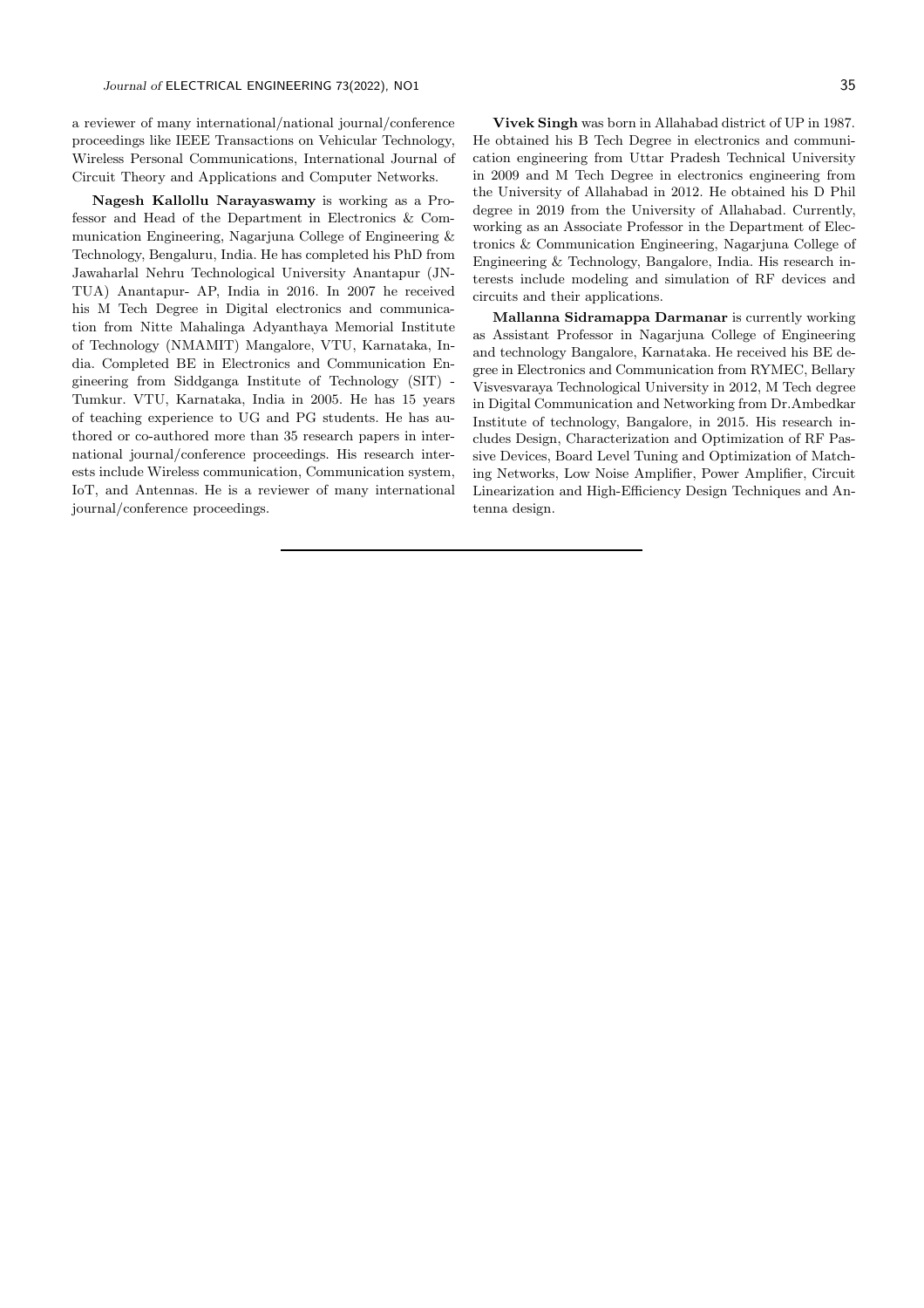a reviewer of many international/national journal/conference proceedings like IEEE Transactions on Vehicular Technology, Wireless Personal Communications, International Journal of Circuit Theory and Applications and Computer Networks.

**Nagesh Kallollu Narayaswamy** is working as a Professor and Head of the Department in Electronics & Communication Engineering, Nagarjuna College of Engineering & Technology, Bengaluru, India. He has completed his PhD from Jawaharlal Nehru Technological University Anantapur (JNTUA) Anantapur- AP, India in 2016. In 2007 he received his M Tech Degree in Digital electronics and communication from Nitte Mahalinga Adyanthaya Memorial Institute of Technology (NMAMIT) Mangalore, VTU, Karnataka, India. Completed BE in Electronics and Communication Engineering from Siddganga Institute of Technology (SIT) - Tumkur. VTU, Karnataka, India in 2005. He has 15 years of teaching experience to UG and PG students. He has authored or co-authored more than 35 research papers in international journal/conference proceedings. His research interests include Wireless communication, Communication system, IoT, and Antennas. He is a reviewer of many international journal/conference proceedings.

**Vivek Singh** was born in Allahabad district of UP in 1987. He obtained his B Tech Degree in electronics and communication engineering from Uttar Pradesh Technical University in 2009 and M Tech Degree in electronics engineering from the University of Allahabad in 2012. He obtained his D Phil degree in 2019 from the University of Allahabad. Currently, working as an Associate Professor in the Department of Electronics & Communication Engineering, Nagarjuna College of Engineering & Technology, Bangalore, India. His research interests include modeling and simulation of RF devices and circuits and their applications.

**Mallanna Sidramappa Darmanar** is currently working as Assistant Professor in Nagarjuna College of Engineering and technology Bangalore, Karnataka. He received his BE degree in Electronics and Communication from RYMEC, Bellary Visvesvaraya Technological University in 2012, M Tech degree in Digital Communication and Networking from Dr.Ambedkar Institute of technology, Bangalore, in 2015. His research includes Design, Characterization and Optimization of RF Passive Devices, Board Level Tuning and Optimization of Matching Networks, Low Noise Amplifier, Power Amplifier, Circuit Linearization and High-Efficiency Design Techniques and Antenna design.